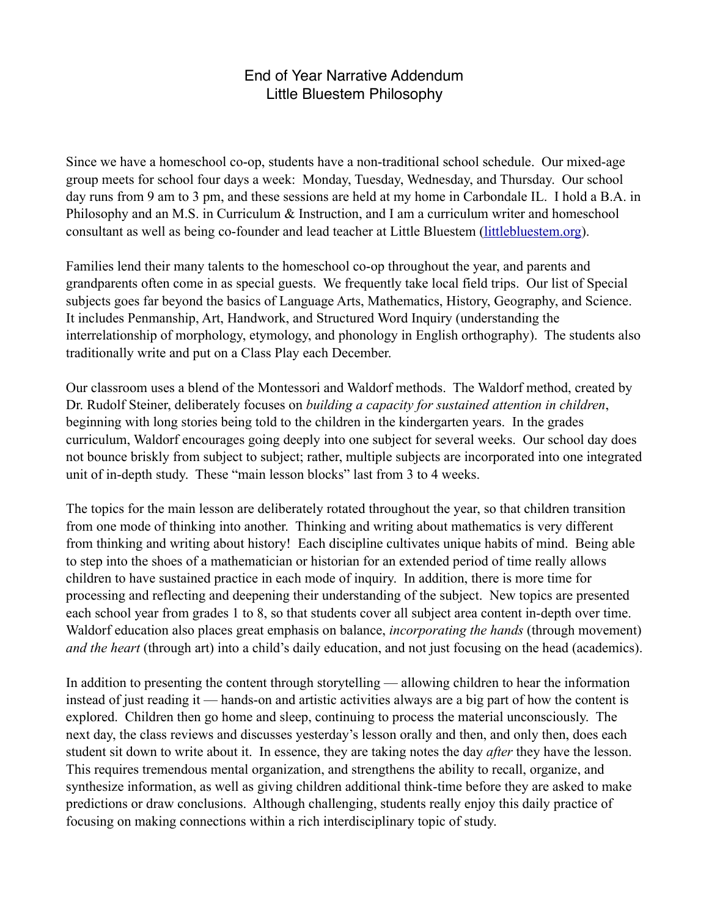# End of Year Narrative Addendum
## Little Bluestem Philosophy

Since we have a homeschool co-op, students have a non-traditional school schedule. Our mixed-age group meets for school four days a week: Monday, Tuesday, Wednesday, and Thursday. Our school day runs from 9 am to 3 pm, and these sessions are held at my home in Carbondale IL. I hold a B.A. in Philosophy and an M.S. in Curriculum & Instruction, and I am a curriculum writer and homeschool consultant as well as being co-founder and lead teacher at Little Bluestem ([littlebluestem.org](littlebluestem.org)).

Families lend their many talents to the homeschool co-op throughout the year, and parents and grandparents often come in as special guests. We frequently take local field trips. Our list of Special subjects goes far beyond the basics of Language Arts, Mathematics, History, Geography, and Science. It includes Penmanship, Art, Handwork, and Structured Word Inquiry (understanding the interrelationship of morphology, etymology, and phonology in English orthography). The students also traditionally write and put on a Class Play each December.

Our classroom uses a blend of the Montessori and Waldorf methods. The Waldorf method, created by Dr. Rudolf Steiner, deliberately focuses on *building a capacity for sustained attention in children*, beginning with long stories being told to the children in the kindergarten years. In the grades curriculum, Waldorf encourages going deeply into one subject for several weeks. Our school day does not bounce briskly from subject to subject; rather, multiple subjects are incorporated into one integrated unit of in-depth study. These "main lesson blocks" last from 3 to 4 weeks.

The topics for the main lesson are deliberately rotated throughout the year, so that children transition from one mode of thinking into another. Thinking and writing about mathematics is very different from thinking and writing about history! Each discipline cultivates unique habits of mind. Being able to step into the shoes of a mathematician or historian for an extended period of time really allows children to have sustained practice in each mode of inquiry. In addition, there is more time for processing and reflecting and deepening their understanding of the subject. New topics are presented each school year from grades 1 to 8, so that students cover all subject area content in-depth over time. Waldorf education also places great emphasis on balance, *incorporating the hands* (through movement) *and the heart* (through art) into a child's daily education, and not just focusing on the head (academics).

In addition to presenting the content through storytelling — allowing children to hear the information instead of just reading it — hands-on and artistic activities always are a big part of how the content is explored. Children then go home and sleep, continuing to process the material unconsciously. The next day, the class reviews and discusses yesterday's lesson orally and then, and only then, does each student sit down to write about it. In essence, they are taking notes the day *after* they have the lesson. This requires tremendous mental organization, and strengthens the ability to recall, organize, and synthesize information, as well as giving children additional think-time before they are asked to make predictions or draw conclusions. Although challenging, students really enjoy this daily practice of focusing on making connections within a rich interdisciplinary topic of study.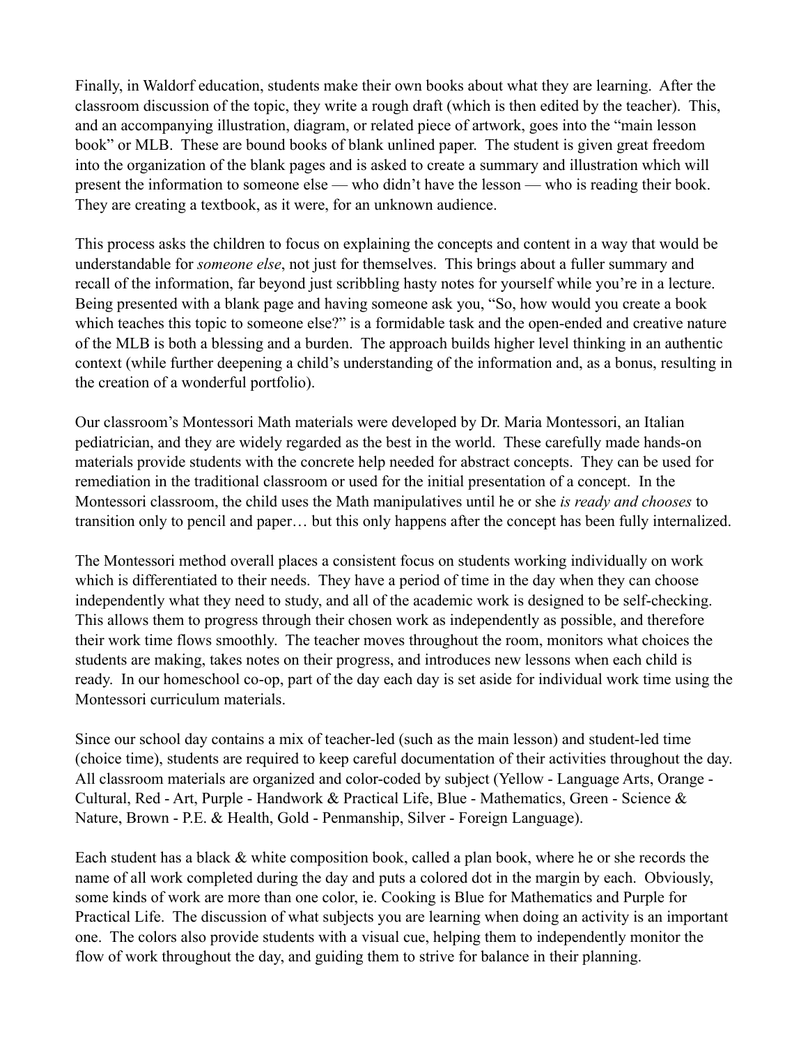Finally, in Waldorf education, students make their own books about what they are learning. After the classroom discussion of the topic, they write a rough draft (which is then edited by the teacher). This, and an accompanying illustration, diagram, or related piece of artwork, goes into the "main lesson book" or MLB. These are bound books of blank unlined paper. The student is given great freedom into the organization of the blank pages and is asked to create a summary and illustration which will present the information to someone else — who didn't have the lesson — who is reading their book. They are creating a textbook, as it were, for an unknown audience.

This process asks the children to focus on explaining the concepts and content in a way that would be understandable for *someone else*, not just for themselves. This brings about a fuller summary and recall of the information, far beyond just scribbling hasty notes for yourself while you're in a lecture. Being presented with a blank page and having someone ask you, "So, how would you create a book which teaches this topic to someone else?" is a formidable task and the open-ended and creative nature of the MLB is both a blessing and a burden. The approach builds higher level thinking in an authentic context (while further deepening a child's understanding of the information and, as a bonus, resulting in the creation of a wonderful portfolio).

Our classroom's Montessori Math materials were developed by Dr. Maria Montessori, an Italian pediatrician, and they are widely regarded as the best in the world. These carefully made hands-on materials provide students with the concrete help needed for abstract concepts. They can be used for remediation in the traditional classroom or used for the initial presentation of a concept. In the Montessori classroom, the child uses the Math manipulatives until he or she *is ready and chooses* to transition only to pencil and paper… but this only happens after the concept has been fully internalized.

The Montessori method overall places a consistent focus on students working individually on work which is differentiated to their needs. They have a period of time in the day when they can choose independently what they need to study, and all of the academic work is designed to be self-checking. This allows them to progress through their chosen work as independently as possible, and therefore their work time flows smoothly. The teacher moves throughout the room, monitors what choices the students are making, takes notes on their progress, and introduces new lessons when each child is ready. In our homeschool co-op, part of the day each day is set aside for individual work time using the Montessori curriculum materials.

Since our school day contains a mix of teacher-led (such as the main lesson) and student-led time (choice time), students are required to keep careful documentation of their activities throughout the day. All classroom materials are organized and color-coded by subject (Yellow - Language Arts, Orange - Cultural, Red - Art, Purple - Handwork & Practical Life, Blue - Mathematics, Green - Science & Nature, Brown - P.E. & Health, Gold - Penmanship, Silver - Foreign Language).

Each student has a black & white composition book, called a plan book, where he or she records the name of all work completed during the day and puts a colored dot in the margin by each. Obviously, some kinds of work are more than one color, ie. Cooking is Blue for Mathematics and Purple for Practical Life. The discussion of what subjects you are learning when doing an activity is an important one. The colors also provide students with a visual cue, helping them to independently monitor the flow of work throughout the day, and guiding them to strive for balance in their planning.